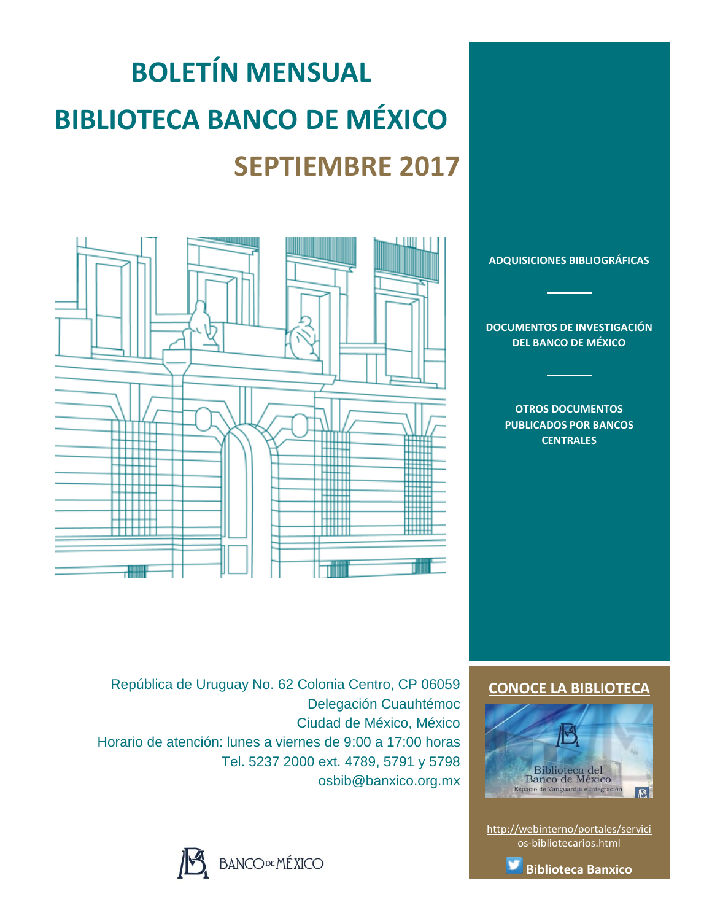# BOLETÍN MENSUAL

# BIBLIOTECA BANCO DE MÉXICO

## SEPTIEMBRE 2017

**ADQUISICIONES BIBLIOGRÁFICAS**

**DOCUMENTOS DE INVESTIGACIÓN DEL BANCO DE MÉXICO**

**OTROS DOCUMENTOS PUBLICADOS POR BANCOS CENTRALES**

República de Uruguay No. 62 Colonia Centro, CP 06059
Delegación Cuauhtémoc
Ciudad de México, México
Horario de atención: lunes a viernes de 9:00 a 17:00 horas
Tel. 5237 2000 ext. 4789, 5791 y 5798
osbib@banxico.org.mx

**CONOCE LA BIBLIOTECA**

Biblioteca del Banco de México
Espacio de Vanguardia e Integración

http://webinterno/portales/servicios-bibliotecarios.html

**Biblioteca Banxico**

BANCO DE MÉXICO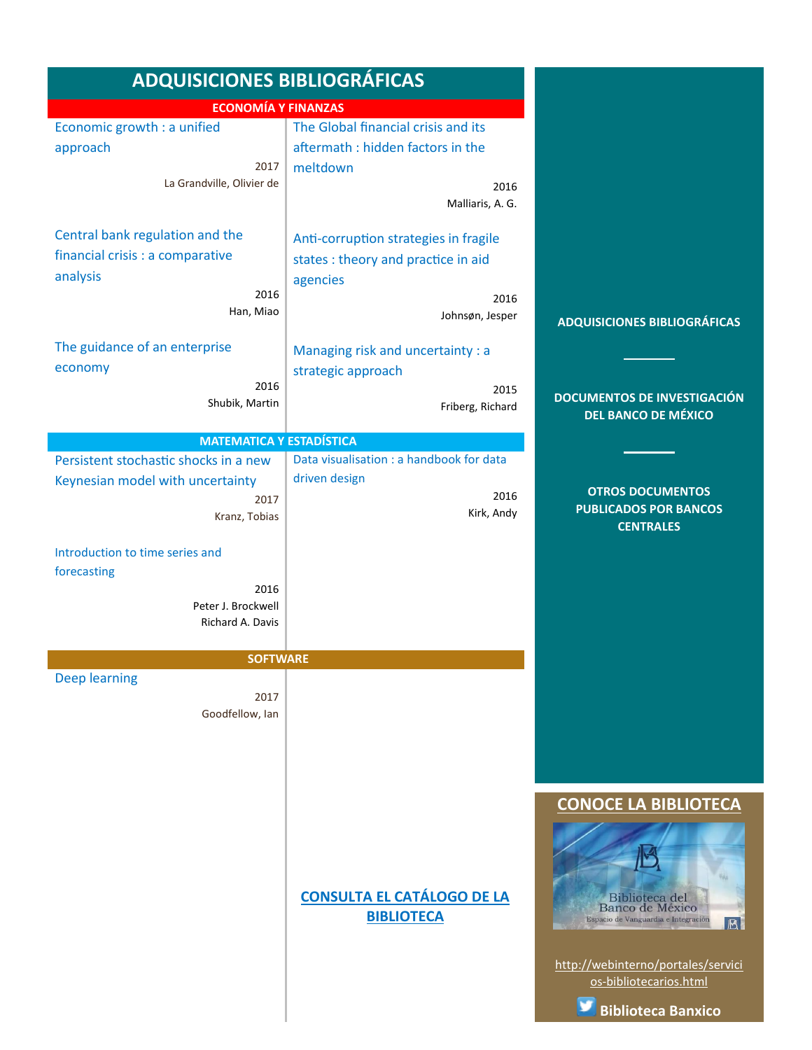# ADQUISICIONES BIBLIOGRÁFICAS

## ECONOMÍA Y FINANZAS

Economic growth : a unified approach
2017
La Grandville, Olivier de

The Global financial crisis and its aftermath : hidden factors in the meltdown
2016
Malliaris, A. G.

Central bank regulation and the financial crisis : a comparative analysis
2016
Han, Miao

Anti-corruption strategies in fragile states : theory and practice in aid agencies
2016
Johnsøn, Jesper

The guidance of an enterprise economy
2016
Shubik, Martin

Managing risk and uncertainty : a strategic approach
2015
Friberg, Richard

## MATEMATICA Y ESTADÍSTICA

Persistent stochastic shocks in a new Keynesian model with uncertainty
2017
Kranz, Tobias

Data visualisation : a handbook for data driven design
2016
Kirk, Andy

Introduction to time series and forecasting
2016
Peter J. Brockwell
Richard A. Davis

## SOFTWARE

Deep learning
2017
Goodfellow, Ian

**CONSULTA EL CATÁLOGO DE LA BIBLIOTECA**

**ADQUISICIONES BIBLIOGRÁFICAS**

**DOCUMENTOS DE INVESTIGACIÓN DEL BANCO DE MÉXICO**

**OTROS DOCUMENTOS PUBLICADOS POR BANCOS CENTRALES**

## CONOCE LA BIBLIOTECA

Biblioteca del Banco de México
Espacio de Vanguardia e Integración

http://webinterno/portales/servicios-bibliotecarios.html

**Biblioteca Banxico**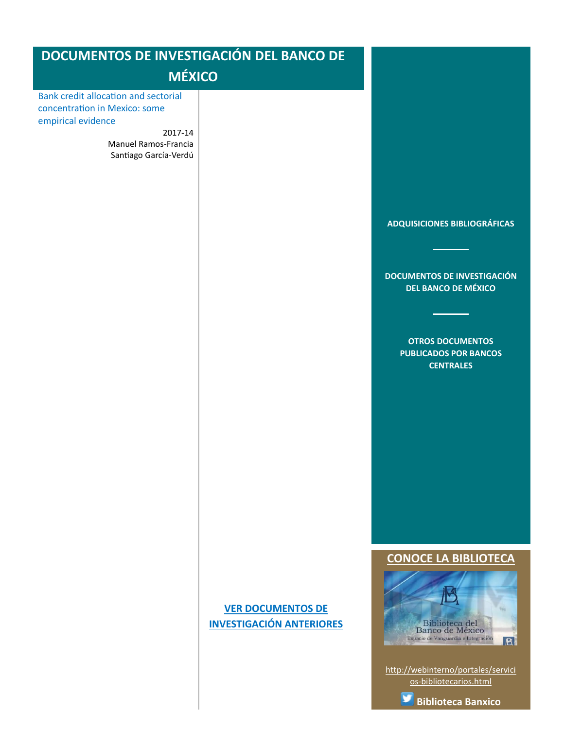# DOCUMENTOS DE INVESTIGACIÓN DEL BANCO DE MÉXICO

Bank credit allocation and sectorial concentration in Mexico: some empirical evidence

2017-14
Manuel Ramos-Francia
Santiago García-Verdú

**VER DOCUMENTOS DE INVESTIGACIÓN ANTERIORES**

**ADQUISICIONES BIBLIOGRÁFICAS**

**DOCUMENTOS DE INVESTIGACIÓN DEL BANCO DE MÉXICO**

**OTROS DOCUMENTOS PUBLICADOS POR BANCOS CENTRALES**

## CONOCE LA BIBLIOTECA

Biblioteca del Banco de México
Espacio de Vanguardia e Integración

http://webinterno/portales/servicios-bibliotecarios.html

**Biblioteca Banxico**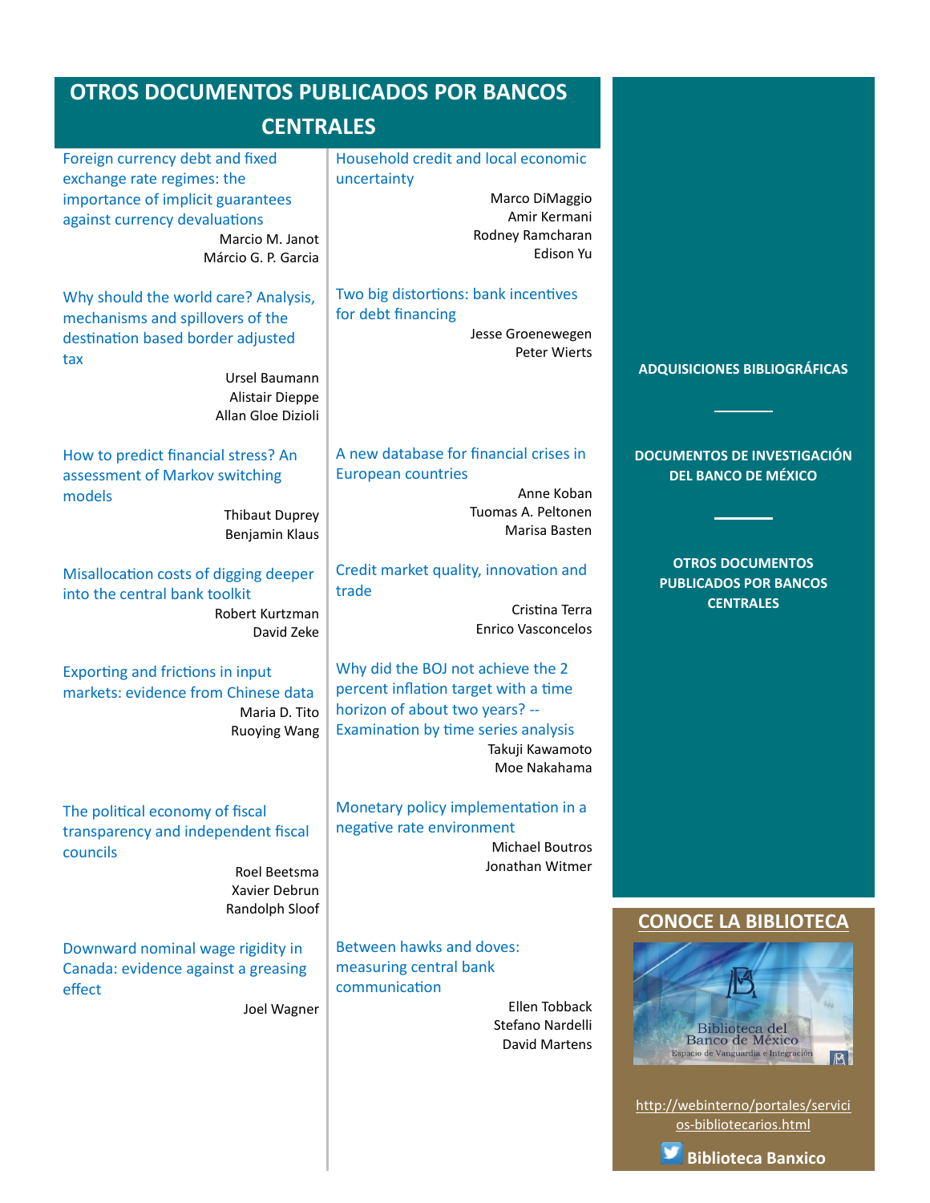# OTROS DOCUMENTOS PUBLICADOS POR BANCOS CENTRALES

**Foreign currency debt and fixed exchange rate regimes: the importance of implicit guarantees against currency devaluations**
Marcio M. Janot
Márcio G. P. Garcia

**Why should the world care? Analysis, mechanisms and spillovers of the destination based border adjusted tax**
Ursel Baumann
Alistair Dieppe
Allan Gloe Dizioli

**How to predict financial stress? An assessment of Markov switching models**
Thibaut Duprey
Benjamin Klaus

**Misallocation costs of digging deeper into the central bank toolkit**
Robert Kurtzman
David Zeke

**Exporting and frictions in input markets: evidence from Chinese data**
Maria D. Tito
Ruoying Wang

**The political economy of fiscal transparency and independent fiscal councils**
Roel Beetsma
Xavier Debrun
Randolph Sloof

**Downward nominal wage rigidity in Canada: evidence against a greasing effect**
Joel Wagner

**Household credit and local economic uncertainty**
Marco DiMaggio
Amir Kermani
Rodney Ramcharan
Edison Yu

**Two big distortions: bank incentives for debt financing**
Jesse Groenewegen
Peter Wierts

**A new database for financial crises in European countries**
Anne Koban
Tuomas A. Peltonen
Marisa Basten

**Credit market quality, innovation and trade**
Cristina Terra
Enrico Vasconcelos

**Why did the BOJ not achieve the 2 percent inflation target with a time horizon of about two years? -- Examination by time series analysis**
Takuji Kawamoto
Moe Nakahama

**Monetary policy implementation in a negative rate environment**
Michael Boutros
Jonathan Witmer

**Between hawks and doves: measuring central bank communication**
Ellen Tobback
Stefano Nardelli
David Martens

---

**ADQUISICIONES BIBLIOGRÁFICAS**

**DOCUMENTOS DE INVESTIGACIÓN DEL BANCO DE MÉXICO**

**OTROS DOCUMENTOS PUBLICADOS POR BANCOS CENTRALES**

## CONOCE LA BIBLIOTECA

Biblioteca del Banco de México
Espacio de Vanguardia e Integración

http://webinterno/portales/servicios-bibliotecarios.html

**Biblioteca Banxico**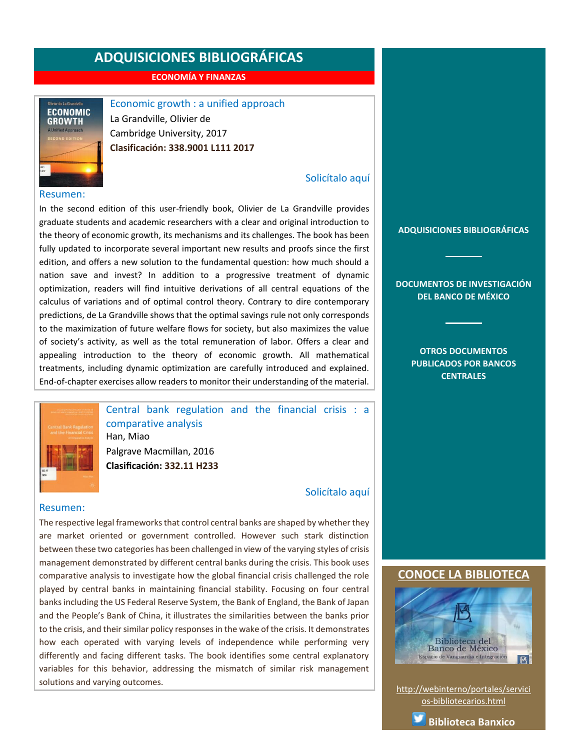# ADQUISICIONES BIBLIOGRÁFICAS

## ECONOMÍA Y FINANZAS

### Economic growth : a unified approach

La Grandville, Olivier de

Cambridge University, 2017

**Clasificación: 338.9001 L111 2017**

Solicítalo aquí

**Resumen:**

In the second edition of this user-friendly book, Olivier de La Grandville provides graduate students and academic researchers with a clear and original introduction to the theory of economic growth, its mechanisms and its challenges. The book has been fully updated to incorporate several important new results and proofs since the first edition, and offers a new solution to the fundamental question: how much should a nation save and invest? In addition to a progressive treatment of dynamic optimization, readers will find intuitive derivations of all central equations of the calculus of variations and of optimal control theory. Contrary to dire contemporary predictions, de La Grandville shows that the optimal savings rule not only corresponds to the maximization of future welfare flows for society, but also maximizes the value of society's activity, as well as the total remuneration of labor. Offers a clear and appealing introduction to the theory of economic growth. All mathematical treatments, including dynamic optimization are carefully introduced and explained. End-of-chapter exercises allow readers to monitor their understanding of the material.

### Central bank regulation and the financial crisis : a comparative analysis

Han, Miao

Palgrave Macmillan, 2016

**Clasificación: 332.11 H233**

Solicítalo aquí

**Resumen:**

The respective legal frameworks that control central banks are shaped by whether they are market oriented or government controlled. However such stark distinction between these two categories has been challenged in view of the varying styles of crisis management demonstrated by different central banks during the crisis. This book uses comparative analysis to investigate how the global financial crisis challenged the role played by central banks in maintaining financial stability. Focusing on four central banks including the US Federal Reserve System, the Bank of England, the Bank of Japan and the People's Bank of China, it illustrates the similarities between the banks prior to the crisis, and their similar policy responses in the wake of the crisis. It demonstrates how each operated with varying levels of independence while performing very differently and facing different tasks. The book identifies some central explanatory variables for this behavior, addressing the mismatch of similar risk management solutions and varying outcomes.

---

**ADQUISICIONES BIBLIOGRÁFICAS**

**DOCUMENTOS DE INVESTIGACIÓN DEL BANCO DE MÉXICO**

**OTROS DOCUMENTOS PUBLICADOS POR BANCOS CENTRALES**

## CONOCE LA BIBLIOTECA

Biblioteca del Banco de México
Espacio de Vanguardia e Integración

http://webinterno/portales/servicios-bibliotecarios.html

**Biblioteca Banxico**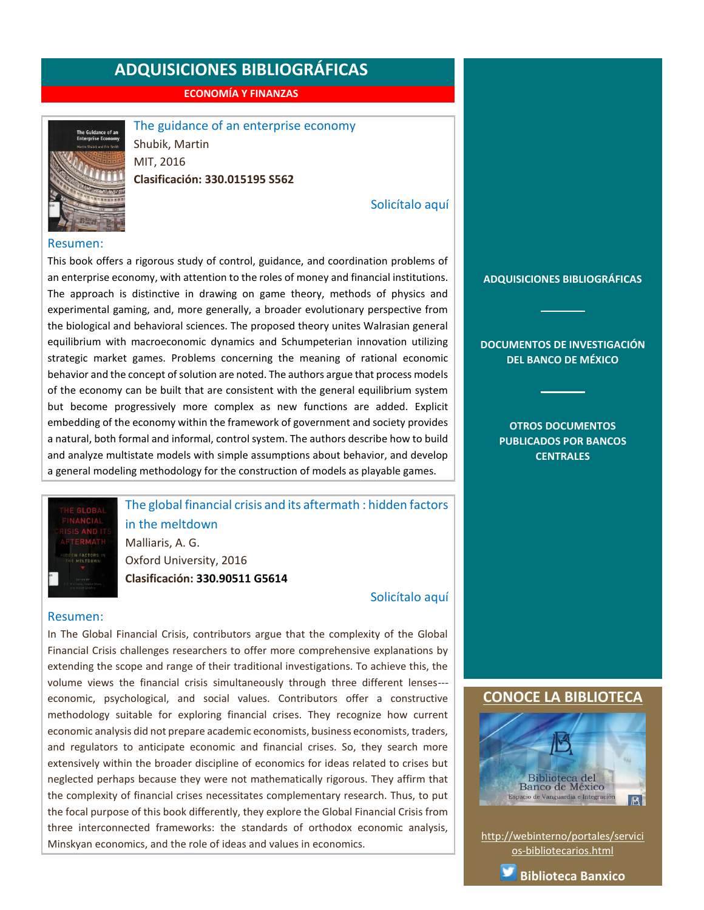# ADQUISICIONES BIBLIOGRÁFICAS

**ECONOMÍA Y FINANZAS**

The guidance of an enterprise economy
Shubik, Martin
MIT, 2016
**Clasificación: 330.015195 S562**

Solicítalo aquí

Resumen:

This book offers a rigorous study of control, guidance, and coordination problems of an enterprise economy, with attention to the roles of money and financial institutions. The approach is distinctive in drawing on game theory, methods of physics and experimental gaming, and, more generally, a broader evolutionary perspective from the biological and behavioral sciences. The proposed theory unites Walrasian general equilibrium with macroeconomic dynamics and Schumpeterian innovation utilizing strategic market games. Problems concerning the meaning of rational economic behavior and the concept of solution are noted. The authors argue that process models of the economy can be built that are consistent with the general equilibrium system but become progressively more complex as new functions are added. Explicit embedding of the economy within the framework of government and society provides a natural, both formal and informal, control system. The authors describe how to build and analyze multistate models with simple assumptions about behavior, and develop a general modeling methodology for the construction of models as playable games.

The global financial crisis and its aftermath : hidden factors in the meltdown
Malliaris, A. G.
Oxford University, 2016
**Clasificación: 330.90511 G5614**

Solicítalo aquí

Resumen:

In The Global Financial Crisis, contributors argue that the complexity of the Global Financial Crisis challenges researchers to offer more comprehensive explanations by extending the scope and range of their traditional investigations. To achieve this, the volume views the financial crisis simultaneously through three different lenses---economic, psychological, and social values. Contributors offer a constructive methodology suitable for exploring financial crises. They recognize how current economic analysis did not prepare academic economists, business economists, traders, and regulators to anticipate economic and financial crises. So, they search more extensively within the broader discipline of economics for ideas related to crises but neglected perhaps because they were not mathematically rigorous. They affirm that the complexity of financial crises necessitates complementary research. Thus, to put the focal purpose of this book differently, they explore the Global Financial Crisis from three interconnected frameworks: the standards of orthodox economic analysis, Minskyan economics, and the role of ideas and values in economics.

**ADQUISICIONES BIBLIOGRÁFICAS**

**DOCUMENTOS DE INVESTIGACIÓN DEL BANCO DE MÉXICO**

**OTROS DOCUMENTOS PUBLICADOS POR BANCOS CENTRALES**

## CONOCE LA BIBLIOTECA

Biblioteca del Banco de México
Espacio de Vanguardia e Integración

http://webinterno/portales/servicios-bibliotecarios.html

**Biblioteca Banxico**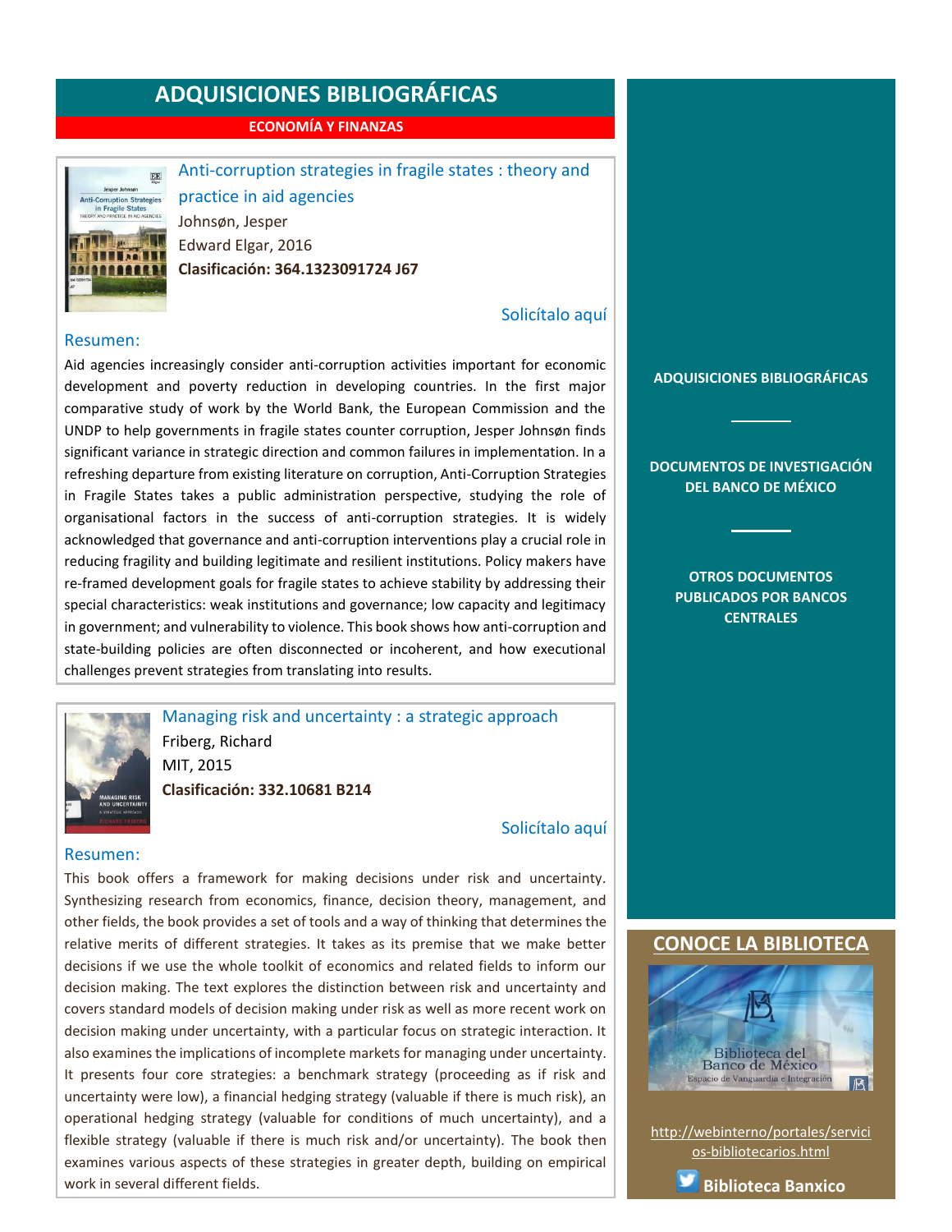# ADQUISICIONES BIBLIOGRÁFICAS

**ECONOMÍA Y FINANZAS**

## Anti-corruption strategies in fragile states : theory and practice in aid agencies

Johnsøn, Jesper

Edward Elgar, 2016

**Clasificación: 364.1323091724 J67**

Solicítalo aquí

### Resumen:

Aid agencies increasingly consider anti-corruption activities important for economic development and poverty reduction in developing countries. In the first major comparative study of work by the World Bank, the European Commission and the UNDP to help governments in fragile states counter corruption, Jesper Johnsøn finds significant variance in strategic direction and common failures in implementation. In a refreshing departure from existing literature on corruption, Anti-Corruption Strategies in Fragile States takes a public administration perspective, studying the role of organisational factors in the success of anti-corruption strategies. It is widely acknowledged that governance and anti-corruption interventions play a crucial role in reducing fragility and building legitimate and resilient institutions. Policy makers have re-framed development goals for fragile states to achieve stability by addressing their special characteristics: weak institutions and governance; low capacity and legitimacy in government; and vulnerability to violence. This book shows how anti-corruption and state-building policies are often disconnected or incoherent, and how executional challenges prevent strategies from translating into results.

## Managing risk and uncertainty : a strategic approach

Friberg, Richard

MIT, 2015

**Clasificación: 332.10681 B214**

Solicítalo aquí

### Resumen:

This book offers a framework for making decisions under risk and uncertainty. Synthesizing research from economics, finance, decision theory, management, and other fields, the book provides a set of tools and a way of thinking that determines the relative merits of different strategies. It takes as its premise that we make better decisions if we use the whole toolkit of economics and related fields to inform our decision making. The text explores the distinction between risk and uncertainty and covers standard models of decision making under risk as well as more recent work on decision making under uncertainty, with a particular focus on strategic interaction. It also examines the implications of incomplete markets for managing under uncertainty. It presents four core strategies: a benchmark strategy (proceeding as if risk and uncertainty were low), a financial hedging strategy (valuable if there is much risk), an operational hedging strategy (valuable for conditions of much uncertainty), and a flexible strategy (valuable if there is much risk and/or uncertainty). The book then examines various aspects of these strategies in greater depth, building on empirical work in several different fields.

---

**ADQUISICIONES BIBLIOGRÁFICAS**

**DOCUMENTOS DE INVESTIGACIÓN DEL BANCO DE MÉXICO**

**OTROS DOCUMENTOS PUBLICADOS POR BANCOS CENTRALES**

## CONOCE LA BIBLIOTECA

Biblioteca del Banco de México
Espacio de Vanguardia e Integración

http://webinterno/portales/servicios-bibliotecarios.html

**Biblioteca Banxico**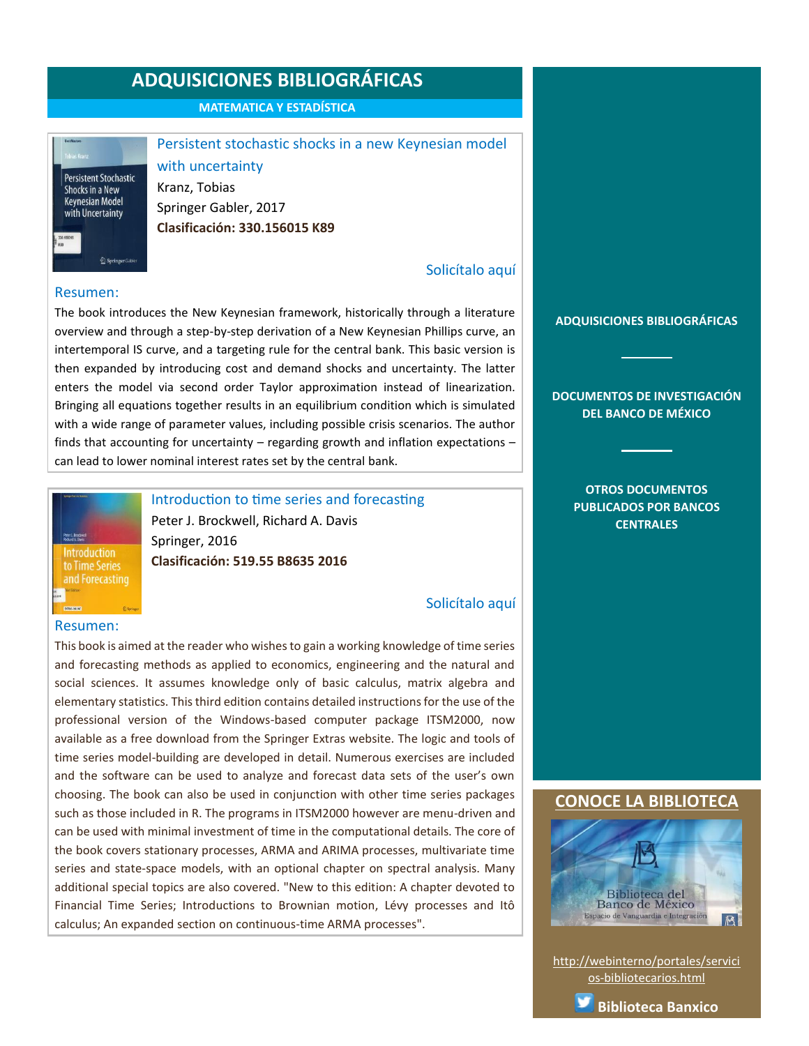# ADQUISICIONES BIBLIOGRÁFICAS

## MATEMATICA Y ESTADÍSTICA

### Persistent stochastic shocks in a new Keynesian model with uncertainty

Kranz, Tobias
Springer Gabler, 2017
**Clasificación: 330.156015 K89**

Solicítalo aquí

**Resumen:**

The book introduces the New Keynesian framework, historically through a literature overview and through a step-by-step derivation of a New Keynesian Phillips curve, an intertemporal IS curve, and a targeting rule for the central bank. This basic version is then expanded by introducing cost and demand shocks and uncertainty. The latter enters the model via second order Taylor approximation instead of linearization. Bringing all equations together results in an equilibrium condition which is simulated with a wide range of parameter values, including possible crisis scenarios. The author finds that accounting for uncertainty – regarding growth and inflation expectations – can lead to lower nominal interest rates set by the central bank.

### Introduction to time series and forecasting

Peter J. Brockwell, Richard A. Davis
Springer, 2016
**Clasificación: 519.55 B8635 2016**

Solicítalo aquí

**Resumen:**

This book is aimed at the reader who wishes to gain a working knowledge of time series and forecasting methods as applied to economics, engineering and the natural and social sciences. It assumes knowledge only of basic calculus, matrix algebra and elementary statistics. This third edition contains detailed instructions for the use of the professional version of the Windows-based computer package ITSM2000, now available as a free download from the Springer Extras website. The logic and tools of time series model-building are developed in detail. Numerous exercises are included and the software can be used to analyze and forecast data sets of the user's own choosing. The book can also be used in conjunction with other time series packages such as those included in R. The programs in ITSM2000 however are menu-driven and can be used with minimal investment of time in the computational details. The core of the book covers stationary processes, ARMA and ARIMA processes, multivariate time series and state-space models, with an optional chapter on spectral analysis. Many additional special topics are also covered. "New to this edition: A chapter devoted to Financial Time Series; Introductions to Brownian motion, Lévy processes and Itô calculus; An expanded section on continuous-time ARMA processes".

---

**ADQUISICIONES BIBLIOGRÁFICAS**

**DOCUMENTOS DE INVESTIGACIÓN DEL BANCO DE MÉXICO**

**OTROS DOCUMENTOS PUBLICADOS POR BANCOS CENTRALES**

## CONOCE LA BIBLIOTECA

Biblioteca del Banco de México
Espacio de Vanguardia e Integración

http://webinterno/portales/servicios-bibliotecarios.html

**Biblioteca Banxico**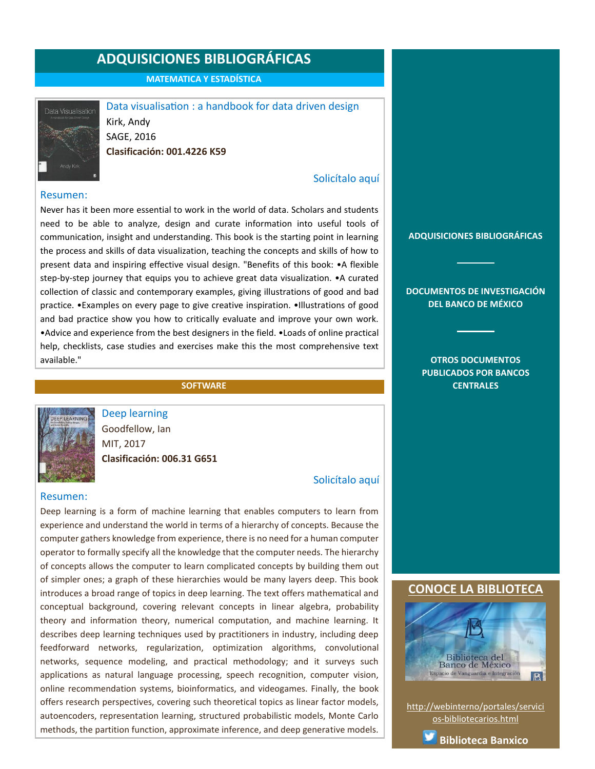# ADQUISICIONES BIBLIOGRÁFICAS

## MATEMATICA Y ESTADÍSTICA

### Data visualisation : a handbook for data driven design

Kirk, Andy
SAGE, 2016
**Clasificación: 001.4226 K59**

Solicítalo aquí

**Resumen:**

Never has it been more essential to work in the world of data. Scholars and students need to be able to analyze, design and curate information into useful tools of communication, insight and understanding. This book is the starting point in learning the process and skills of data visualization, teaching the concepts and skills of how to present data and inspiring effective visual design. "Benefits of this book: •A flexible step-by-step journey that equips you to achieve great data visualization. •A curated collection of classic and contemporary examples, giving illustrations of good and bad practice. •Examples on every page to give creative inspiration. •Illustrations of good and bad practice show you how to critically evaluate and improve your own work. •Advice and experience from the best designers in the field. •Loads of online practical help, checklists, case studies and exercises make this the most comprehensive text available."

## SOFTWARE

### Deep learning

Goodfellow, Ian
MIT, 2017
**Clasificación: 006.31 G651**

Solicítalo aquí

**Resumen:**

Deep learning is a form of machine learning that enables computers to learn from experience and understand the world in terms of a hierarchy of concepts. Because the computer gathers knowledge from experience, there is no need for a human computer operator to formally specify all the knowledge that the computer needs. The hierarchy of concepts allows the computer to learn complicated concepts by building them out of simpler ones; a graph of these hierarchies would be many layers deep. This book introduces a broad range of topics in deep learning. The text offers mathematical and conceptual background, covering relevant concepts in linear algebra, probability theory and information theory, numerical computation, and machine learning. It describes deep learning techniques used by practitioners in industry, including deep feedforward networks, regularization, optimization algorithms, convolutional networks, sequence modeling, and practical methodology; and it surveys such applications as natural language processing, speech recognition, computer vision, online recommendation systems, bioinformatics, and videogames. Finally, the book offers research perspectives, covering such theoretical topics as linear factor models, autoencoders, representation learning, structured probabilistic models, Monte Carlo methods, the partition function, approximate inference, and deep generative models.

---

**ADQUISICIONES BIBLIOGRÁFICAS**

**DOCUMENTOS DE INVESTIGACIÓN DEL BANCO DE MÉXICO**

**OTROS DOCUMENTOS PUBLICADOS POR BANCOS CENTRALES**

## CONOCE LA BIBLIOTECA

Biblioteca del Banco de México
Espacio de Vanguardia e Integración

http://webinterno/portales/servicios-bibliotecarios.html

**Biblioteca Banxico**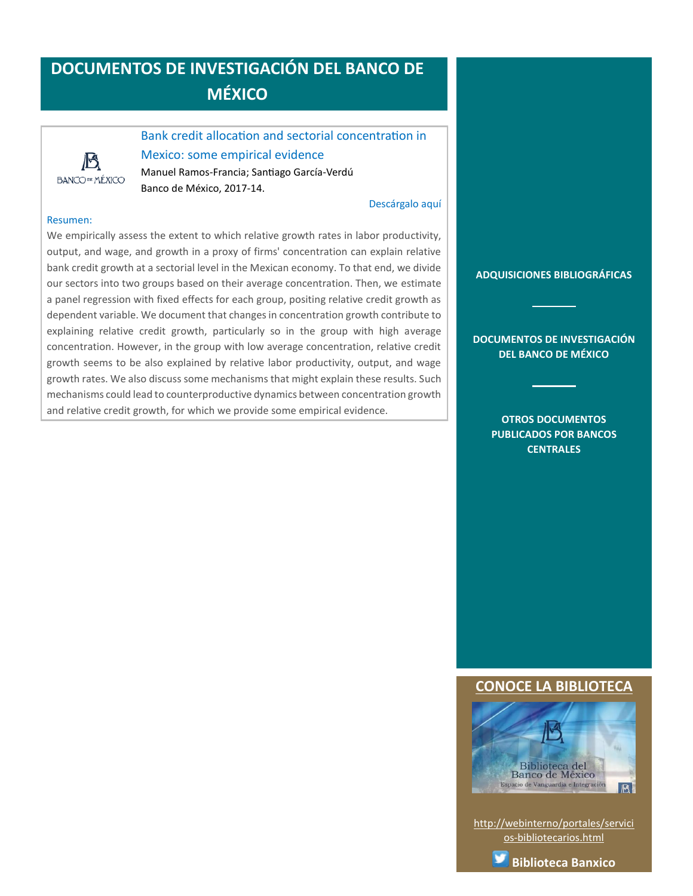# DOCUMENTOS DE INVESTIGACIÓN DEL BANCO DE MÉXICO

BANCO DE MÉXICO

**Bank credit allocation and sectorial concentration in Mexico: some empirical evidence**

Manuel Ramos-Francia; Santiago García-Verdú

Banco de México, 2017-14.

Descárgalo aquí

Resumen:

We empirically assess the extent to which relative growth rates in labor productivity, output, and wage, and growth in a proxy of firms' concentration can explain relative bank credit growth at a sectorial level in the Mexican economy. To that end, we divide our sectors into two groups based on their average concentration. Then, we estimate a panel regression with fixed effects for each group, positing relative credit growth as dependent variable. We document that changes in concentration growth contribute to explaining relative credit growth, particularly so in the group with high average concentration. However, in the group with low average concentration, relative credit growth seems to be also explained by relative labor productivity, output, and wage growth rates. We also discuss some mechanisms that might explain these results. Such mechanisms could lead to counterproductive dynamics between concentration growth and relative credit growth, for which we provide some empirical evidence.

**ADQUISICIONES BIBLIOGRÁFICAS**

**DOCUMENTOS DE INVESTIGACIÓN DEL BANCO DE MÉXICO**

**OTROS DOCUMENTOS PUBLICADOS POR BANCOS CENTRALES**

## CONOCE LA BIBLIOTECA

Biblioteca del Banco de México

Espacio de Vanguardia e Integración

http://webinterno/portales/servicios-bibliotecarios.html

**Biblioteca Banxico**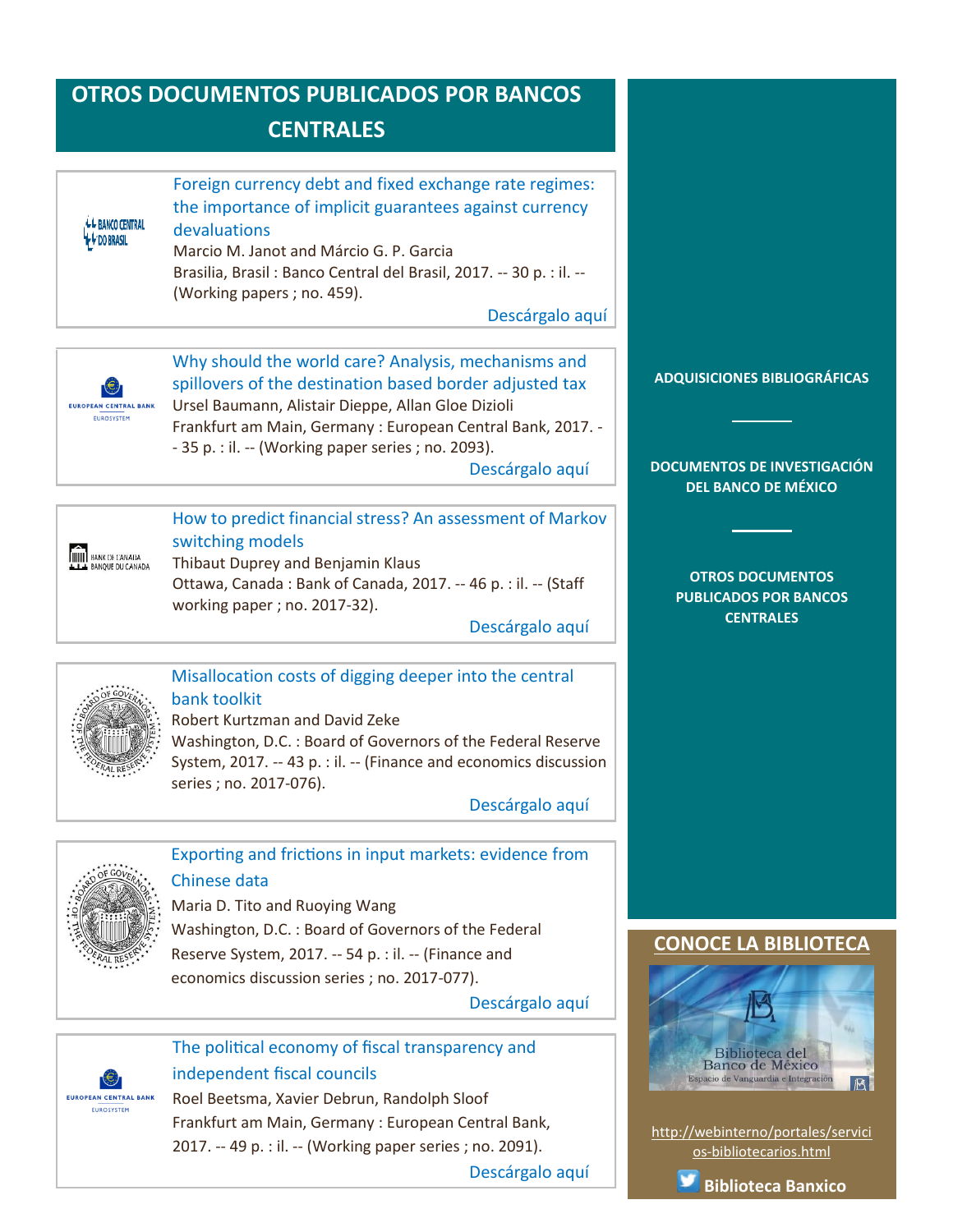# OTROS DOCUMENTOS PUBLICADOS POR BANCOS CENTRALES

**Foreign currency debt and fixed exchange rate regimes: the importance of implicit guarantees against currency devaluations**
Marcio M. Janot and Márcio G. P. Garcia
Brasilia, Brasil : Banco Central del Brasil, 2017. -- 30 p. : il. -- (Working papers ; no. 459).
Descárgalo aquí

**Why should the world care? Analysis, mechanisms and spillovers of the destination based border adjusted tax**
Ursel Baumann, Alistair Dieppe, Allan Gloe Dizioli
Frankfurt am Main, Germany : European Central Bank, 2017. -- 35 p. : il. -- (Working paper series ; no. 2093).
Descárgalo aquí

**How to predict financial stress? An assessment of Markov switching models**
Thibaut Duprey and Benjamin Klaus
Ottawa, Canada : Bank of Canada, 2017. -- 46 p. : il. -- (Staff working paper ; no. 2017-32).
Descárgalo aquí

**Misallocation costs of digging deeper into the central bank toolkit**
Robert Kurtzman and David Zeke
Washington, D.C. : Board of Governors of the Federal Reserve System, 2017. -- 43 p. : il. -- (Finance and economics discussion series ; no. 2017-076).
Descárgalo aquí

**Exporting and frictions in input markets: evidence from Chinese data**
Maria D. Tito and Ruoying Wang
Washington, D.C. : Board of Governors of the Federal Reserve System, 2017. -- 54 p. : il. -- (Finance and economics discussion series ; no. 2017-077).
Descárgalo aquí

**The political economy of fiscal transparency and independent fiscal councils**
Roel Beetsma, Xavier Debrun, Randolph Sloof
Frankfurt am Main, Germany : European Central Bank, 2017. -- 49 p. : il. -- (Working paper series ; no. 2091).
Descárgalo aquí

ADQUISICIONES BIBLIOGRÁFICAS

DOCUMENTOS DE INVESTIGACIÓN DEL BANCO DE MÉXICO

OTROS DOCUMENTOS PUBLICADOS POR BANCOS CENTRALES

## CONOCE LA BIBLIOTECA

Biblioteca del Banco de México
Espacio de Vanguardia e Integración

http://webinterno/portales/servicios-bibliotecarios.html

Biblioteca Banxico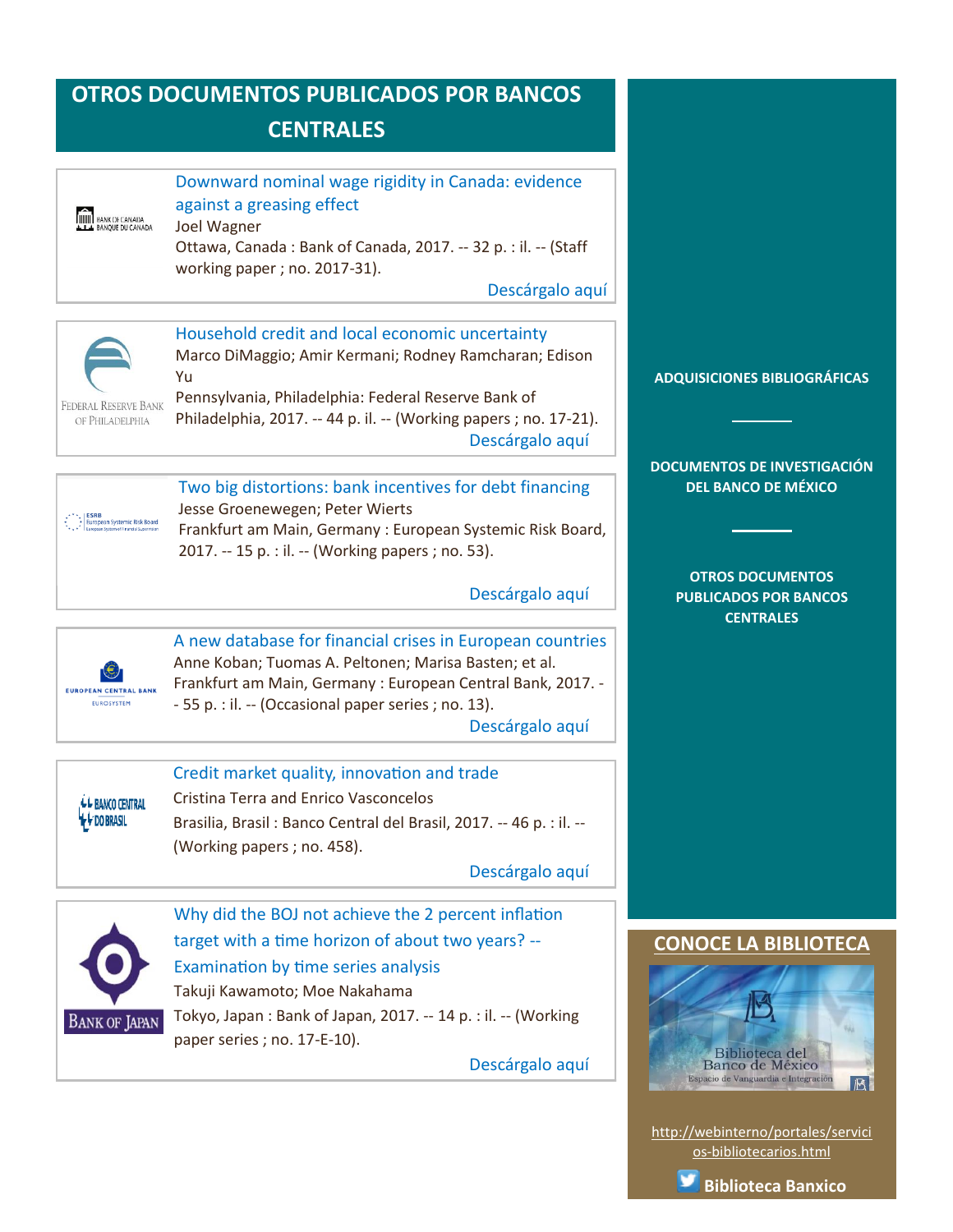# OTROS DOCUMENTOS PUBLICADOS POR BANCOS CENTRALES

Downward nominal wage rigidity in Canada: evidence against a greasing effect
Joel Wagner
Ottawa, Canada : Bank of Canada, 2017. -- 32 p. : il. -- (Staff working paper ; no. 2017-31).
Descárgalo aquí

Household credit and local economic uncertainty
Marco DiMaggio; Amir Kermani; Rodney Ramcharan; Edison Yu
Pennsylvania, Philadelphia: Federal Reserve Bank of Philadelphia, 2017. -- 44 p. il. -- (Working papers ; no. 17-21).
Descárgalo aquí

Two big distortions: bank incentives for debt financing
Jesse Groenewegen; Peter Wierts
Frankfurt am Main, Germany : European Systemic Risk Board, 2017. -- 15 p. : il. -- (Working papers ; no. 53).
Descárgalo aquí

A new database for financial crises in European countries
Anne Koban; Tuomas A. Peltonen; Marisa Basten; et al.
Frankfurt am Main, Germany : European Central Bank, 2017. -- 55 p. : il. -- (Occasional paper series ; no. 13).
Descárgalo aquí

Credit market quality, innovation and trade
Cristina Terra and Enrico Vasconcelos
Brasilia, Brasil : Banco Central del Brasil, 2017. -- 46 p. : il. -- (Working papers ; no. 458).
Descárgalo aquí

Why did the BOJ not achieve the 2 percent inflation target with a time horizon of about two years? -- Examination by time series analysis
Takuji Kawamoto; Moe Nakahama
Tokyo, Japan : Bank of Japan, 2017. -- 14 p. : il. -- (Working paper series ; no. 17-E-10).
Descárgalo aquí

**ADQUISICIONES BIBLIOGRÁFICAS**

**DOCUMENTOS DE INVESTIGACIÓN DEL BANCO DE MÉXICO**

**OTROS DOCUMENTOS PUBLICADOS POR BANCOS CENTRALES**

## CONOCE LA BIBLIOTECA

Biblioteca del Banco de México
Espacio de Vanguardia e Integración

http://webinterno/portales/servicios-bibliotecarios.html

**Biblioteca Banxico**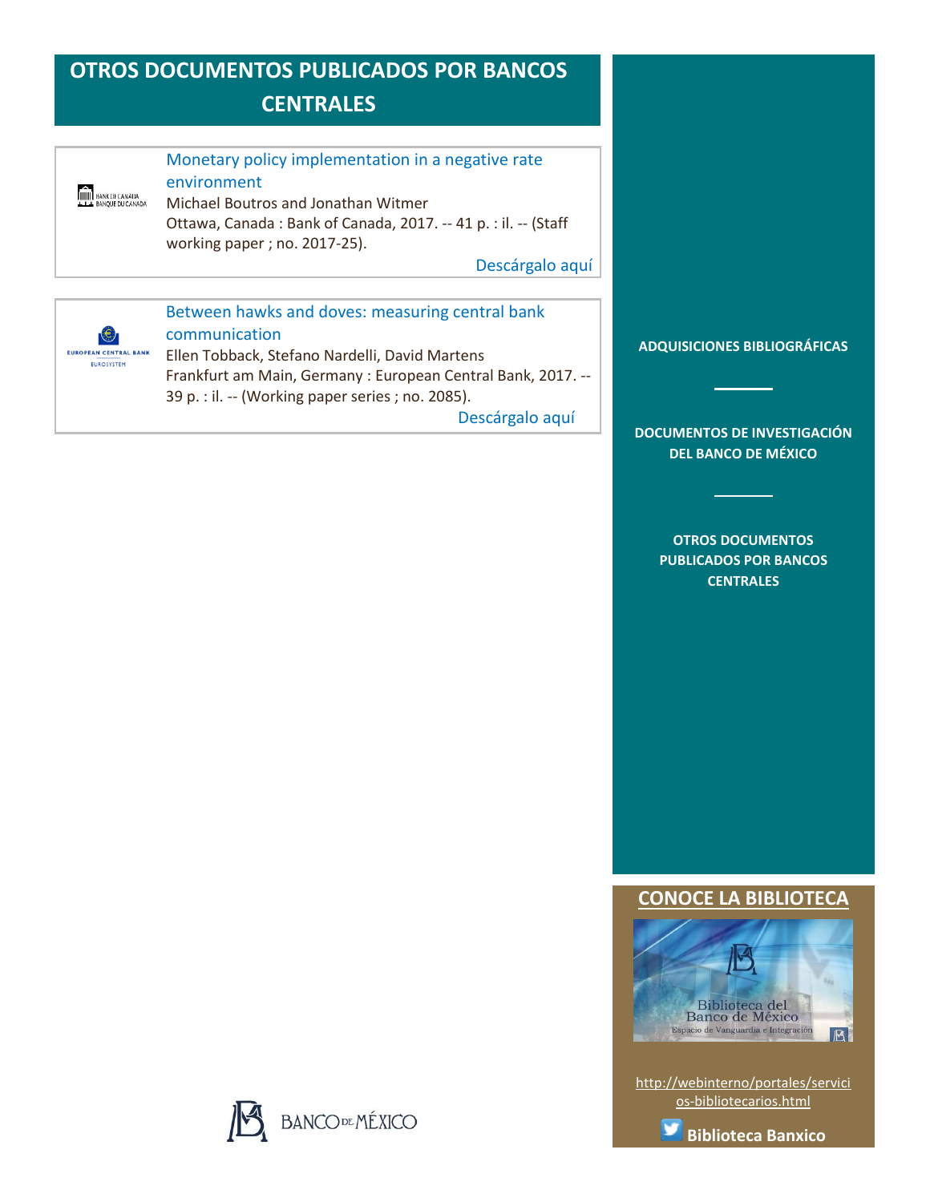# OTROS DOCUMENTOS PUBLICADOS POR BANCOS CENTRALES

Monetary policy implementation in a negative rate environment
Michael Boutros and Jonathan Witmer
Ottawa, Canada : Bank of Canada, 2017. -- 41 p. : il. -- (Staff working paper ; no. 2017-25).

Descárgalo aquí

Between hawks and doves: measuring central bank communication
Ellen Tobback, Stefano Nardelli, David Martens
Frankfurt am Main, Germany : European Central Bank, 2017. -- 39 p. : il. -- (Working paper series ; no. 2085).

Descárgalo aquí

ADQUISICIONES BIBLIOGRÁFICAS

DOCUMENTOS DE INVESTIGACIÓN DEL BANCO DE MÉXICO

OTROS DOCUMENTOS PUBLICADOS POR BANCOS CENTRALES

CONOCE LA BIBLIOTECA

http://webinterno/portales/servicios-bibliotecarios.html

Biblioteca Banxico